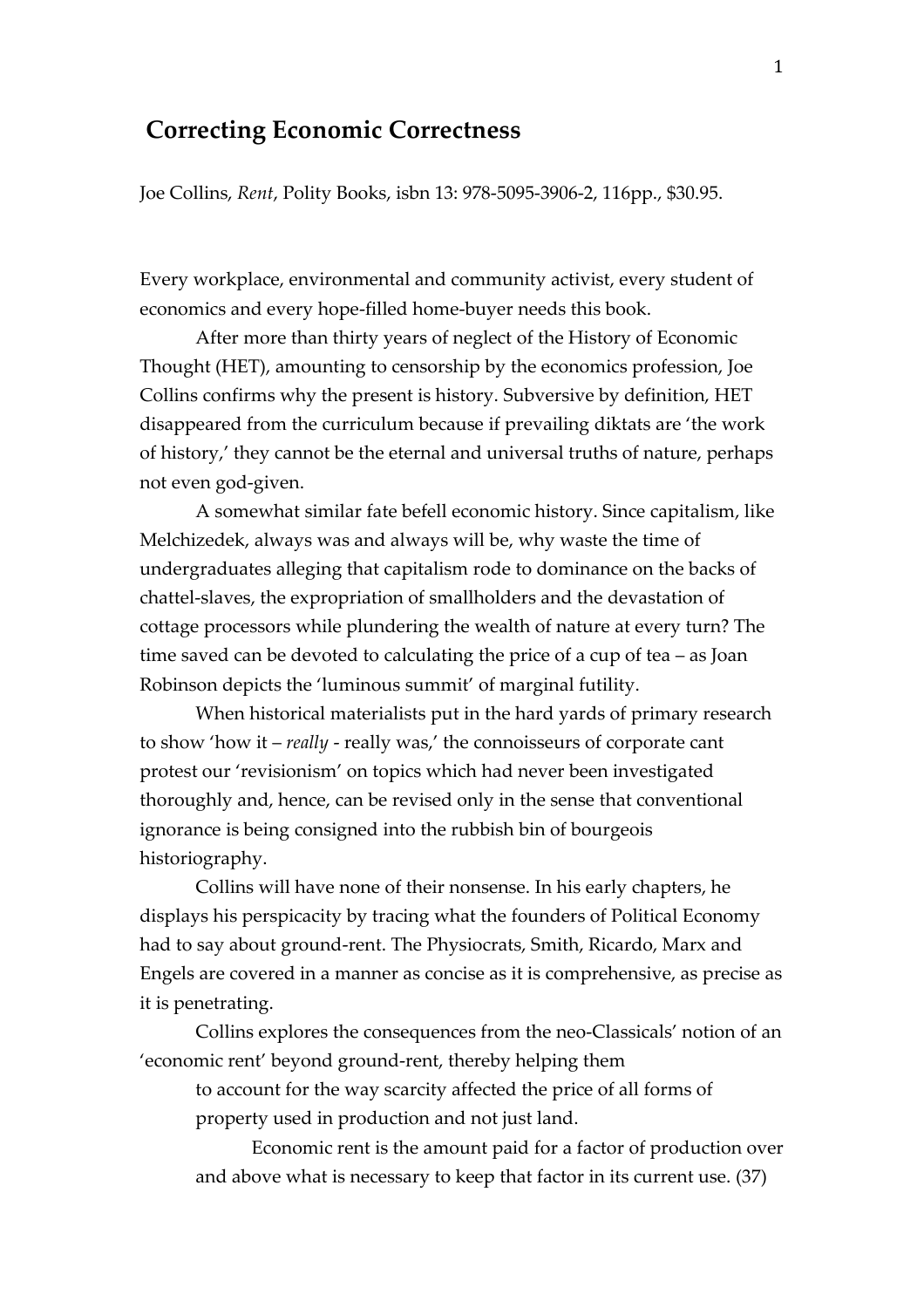# Correcting Economic Correctness

Joe Collins, *Rent*, Polity Books, isbn 13: 978-5095-3906-2, 116pp., $30.95.

Every workplace, environmental and community activist, every student of economics and every hope-filled home-buyer needs this book.

After more than thirty years of neglect of the History of Economic Thought (HET), amounting to censorship by the economics profession, Joe Collins confirms why the present is history. Subversive by definition, HET disappeared from the curriculum because if prevailing diktats are 'the work of history,' they cannot be the eternal and universal truths of nature, perhaps not even god-given.

A somewhat similar fate befell economic history. Since capitalism, like Melchizedek, always was and always will be, why waste the time of undergraduates alleging that capitalism rode to dominance on the backs of chattel-slaves, the expropriation of smallholders and the devastation of cottage processors while plundering the wealth of nature at every turn? The time saved can be devoted to calculating the price of a cup of tea – as Joan Robinson depicts the 'luminous summit' of marginal futility.

When historical materialists put in the hard yards of primary research to show 'how it – *really* - really was,' the connoisseurs of corporate cant protest our 'revisionism' on topics which had never been investigated thoroughly and, hence, can be revised only in the sense that conventional ignorance is being consigned into the rubbish bin of bourgeois historiography.

Collins will have none of their nonsense. In his early chapters, he displays his perspicacity by tracing what the founders of Political Economy had to say about ground-rent. The Physiocrats, Smith, Ricardo, Marx and Engels are covered in a manner as concise as it is comprehensive, as precise as it is penetrating.

Collins explores the consequences from the neo-Classicals' notion of an 'economic rent' beyond ground-rent, thereby helping them

> to account for the way scarcity affected the price of all forms of property used in production and not just land.
>
> Economic rent is the amount paid for a factor of production over and above what is necessary to keep that factor in its current use. (37)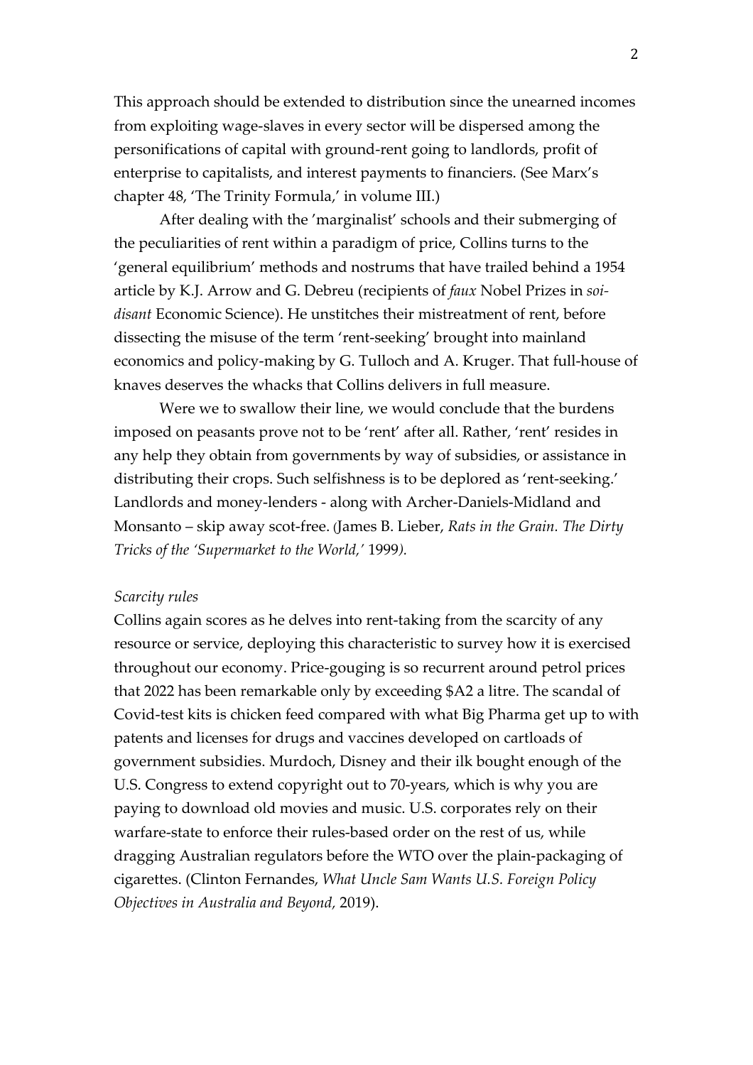This approach should be extended to distribution since the unearned incomes from exploiting wage-slaves in every sector will be dispersed among the personifications of capital with ground-rent going to landlords, profit of enterprise to capitalists, and interest payments to financiers. (See Marx's chapter 48, 'The Trinity Formula,' in volume III.)

After dealing with the 'marginalist' schools and their submerging of the peculiarities of rent within a paradigm of price, Collins turns to the 'general equilibrium' methods and nostrums that have trailed behind a 1954 article by K.J. Arrow and G. Debreu (recipients of *faux* Nobel Prizes in *soi-disant* Economic Science). He unstitches their mistreatment of rent, before dissecting the misuse of the term 'rent-seeking' brought into mainland economics and policy-making by G. Tulloch and A. Kruger. That full-house of knaves deserves the whacks that Collins delivers in full measure.

Were we to swallow their line, we would conclude that the burdens imposed on peasants prove not to be 'rent' after all. Rather, 'rent' resides in any help they obtain from governments by way of subsidies, or assistance in distributing their crops. Such selfishness is to be deplored as 'rent-seeking.' Landlords and money-lenders - along with Archer-Daniels-Midland and Monsanto – skip away scot-free. (James B. Lieber, *Rats in the Grain. The Dirty Tricks of the 'Supermarket to the World,'* 1999*).*

*Scarcity rules*

Collins again scores as he delves into rent-taking from the scarcity of any resource or service, deploying this characteristic to survey how it is exercised throughout our economy. Price-gouging is so recurrent around petrol prices that 2022 has been remarkable only by exceeding $A2 a litre. The scandal of Covid-test kits is chicken feed compared with what Big Pharma get up to with patents and licenses for drugs and vaccines developed on cartloads of government subsidies. Murdoch, Disney and their ilk bought enough of the U.S. Congress to extend copyright out to 70-years, which is why you are paying to download old movies and music. U.S. corporates rely on their warfare-state to enforce their rules-based order on the rest of us, while dragging Australian regulators before the WTO over the plain-packaging of cigarettes. (Clinton Fernandes, *What Uncle Sam Wants U.S. Foreign Policy Objectives in Australia and Beyond,* 2019).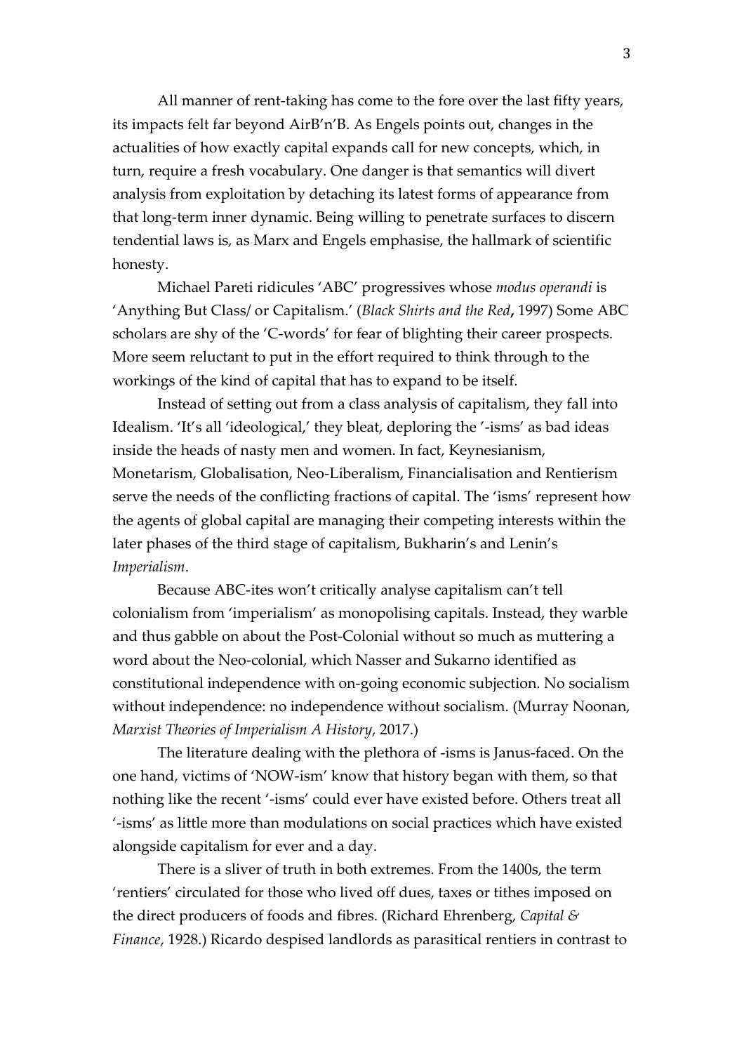All manner of rent-taking has come to the fore over the last fifty years, its impacts felt far beyond AirB'n'B. As Engels points out, changes in the actualities of how exactly capital expands call for new concepts, which, in turn, require a fresh vocabulary. One danger is that semantics will divert analysis from exploitation by detaching its latest forms of appearance from that long-term inner dynamic. Being willing to penetrate surfaces to discern tendential laws is, as Marx and Engels emphasise, the hallmark of scientific honesty.

Michael Pareti ridicules 'ABC' progressives whose *modus operandi* is 'Anything But Class/ or Capitalism.' (*Black Shirts and the Red***,** 1997) Some ABC scholars are shy of the 'C-words' for fear of blighting their career prospects. More seem reluctant to put in the effort required to think through to the workings of the kind of capital that has to expand to be itself.

Instead of setting out from a class analysis of capitalism, they fall into Idealism. 'It's all 'ideological,' they bleat, deploring the '-isms' as bad ideas inside the heads of nasty men and women. In fact, Keynesianism, Monetarism, Globalisation, Neo-Liberalism, Financialisation and Rentierism serve the needs of the conflicting fractions of capital. The 'isms' represent how the agents of global capital are managing their competing interests within the later phases of the third stage of capitalism, Bukharin's and Lenin's *Imperialism*.

Because ABC-ites won't critically analyse capitalism can't tell colonialism from 'imperialism' as monopolising capitals. Instead, they warble and thus gabble on about the Post-Colonial without so much as muttering a word about the Neo-colonial, which Nasser and Sukarno identified as constitutional independence with on-going economic subjection. No socialism without independence: no independence without socialism. (Murray Noonan, *Marxist Theories of Imperialism A History*, 2017.)

The literature dealing with the plethora of -isms is Janus-faced. On the one hand, victims of 'NOW-ism' know that history began with them, so that nothing like the recent '-isms' could ever have existed before. Others treat all '-isms' as little more than modulations on social practices which have existed alongside capitalism for ever and a day.

There is a sliver of truth in both extremes. From the 1400s, the term 'rentiers' circulated for those who lived off dues, taxes or tithes imposed on the direct producers of foods and fibres. (Richard Ehrenberg, *Capital & Finance*, 1928.) Ricardo despised landlords as parasitical rentiers in contrast to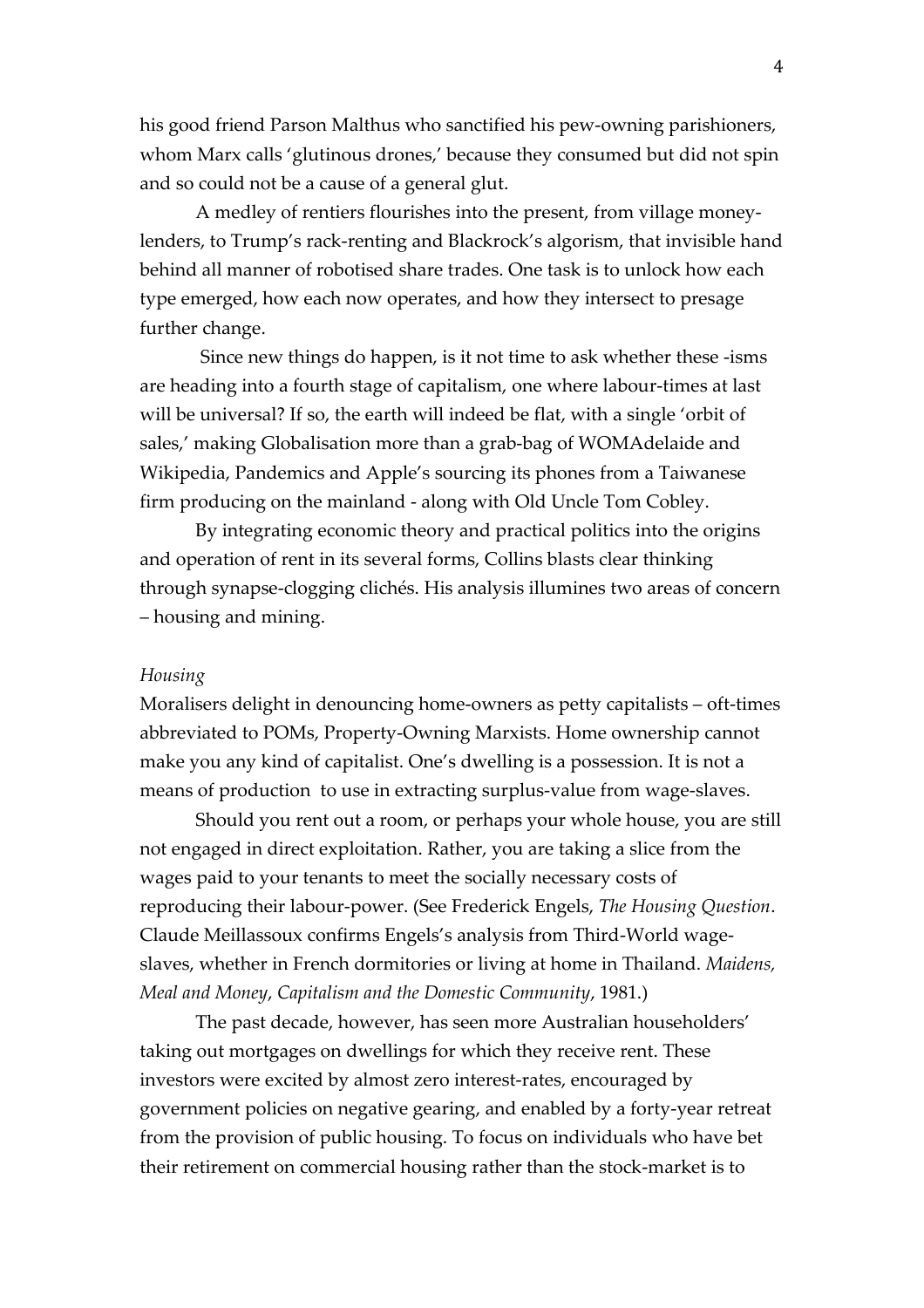his good friend Parson Malthus who sanctified his pew-owning parishioners, whom Marx calls 'glutinous drones,' because they consumed but did not spin and so could not be a cause of a general glut.

A medley of rentiers flourishes into the present, from village money-lenders, to Trump's rack-renting and Blackrock's algorism, that invisible hand behind all manner of robotised share trades. One task is to unlock how each type emerged, how each now operates, and how they intersect to presage further change.

Since new things do happen, is it not time to ask whether these -isms are heading into a fourth stage of capitalism, one where labour-times at last will be universal? If so, the earth will indeed be flat, with a single 'orbit of sales,' making Globalisation more than a grab-bag of WOMAdelaide and Wikipedia, Pandemics and Apple's sourcing its phones from a Taiwanese firm producing on the mainland - along with Old Uncle Tom Cobley.

By integrating economic theory and practical politics into the origins and operation of rent in its several forms, Collins blasts clear thinking through synapse-clogging clichés. His analysis illumines two areas of concern – housing and mining.

*Housing*

Moralisers delight in denouncing home-owners as petty capitalists – oft-times abbreviated to POMs, Property-Owning Marxists. Home ownership cannot make you any kind of capitalist. One's dwelling is a possession. It is not a means of production to use in extracting surplus-value from wage-slaves.

Should you rent out a room, or perhaps your whole house, you are still not engaged in direct exploitation. Rather, you are taking a slice from the wages paid to your tenants to meet the socially necessary costs of reproducing their labour-power. (See Frederick Engels, *The Housing Question*. Claude Meillassoux confirms Engels's analysis from Third-World wage-slaves, whether in French dormitories or living at home in Thailand. *Maidens, Meal and Money*, *Capitalism and the Domestic Community*, 1981.)

The past decade, however, has seen more Australian householders' taking out mortgages on dwellings for which they receive rent. These investors were excited by almost zero interest-rates, encouraged by government policies on negative gearing, and enabled by a forty-year retreat from the provision of public housing. To focus on individuals who have bet their retirement on commercial housing rather than the stock-market is to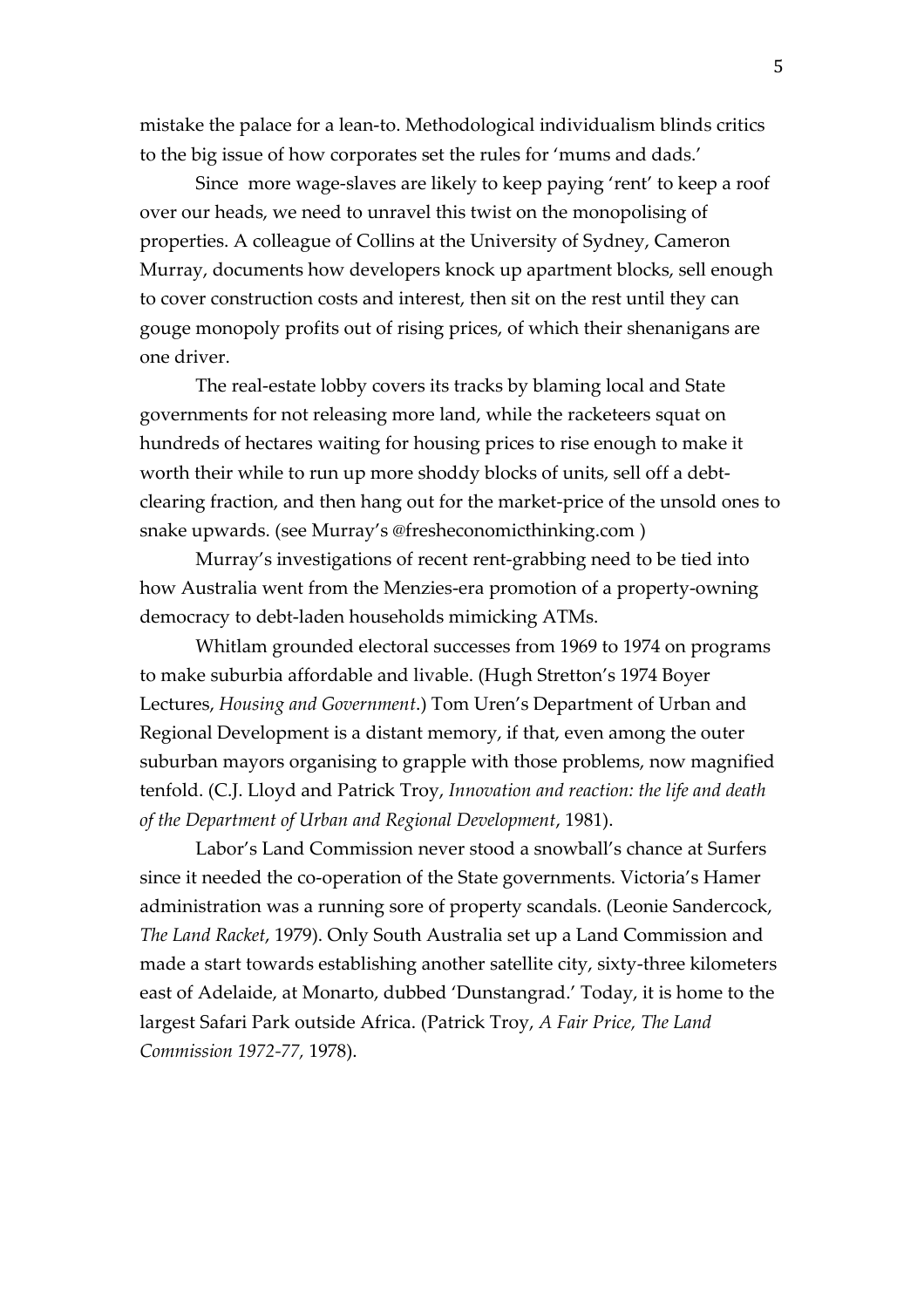mistake the palace for a lean-to. Methodological individualism blinds critics to the big issue of how corporates set the rules for 'mums and dads.'

Since more wage-slaves are likely to keep paying 'rent' to keep a roof over our heads, we need to unravel this twist on the monopolising of properties. A colleague of Collins at the University of Sydney, Cameron Murray, documents how developers knock up apartment blocks, sell enough to cover construction costs and interest, then sit on the rest until they can gouge monopoly profits out of rising prices, of which their shenanigans are one driver.

The real-estate lobby covers its tracks by blaming local and State governments for not releasing more land, while the racketeers squat on hundreds of hectares waiting for housing prices to rise enough to make it worth their while to run up more shoddy blocks of units, sell off a debt-clearing fraction, and then hang out for the market-price of the unsold ones to snake upwards. (see Murray's @fresheconomicthinking.com )

Murray's investigations of recent rent-grabbing need to be tied into how Australia went from the Menzies-era promotion of a property-owning democracy to debt-laden households mimicking ATMs.

Whitlam grounded electoral successes from 1969 to 1974 on programs to make suburbia affordable and livable. (Hugh Stretton's 1974 Boyer Lectures, *Housing and Government*.) Tom Uren's Department of Urban and Regional Development is a distant memory, if that, even among the outer suburban mayors organising to grapple with those problems, now magnified tenfold. (C.J. Lloyd and Patrick Troy, *Innovation and reaction: the life and death of the Department of Urban and Regional Development*, 1981).

Labor's Land Commission never stood a snowball's chance at Surfers since it needed the co-operation of the State governments. Victoria's Hamer administration was a running sore of property scandals. (Leonie Sandercock, *The Land Racket*, 1979). Only South Australia set up a Land Commission and made a start towards establishing another satellite city, sixty-three kilometers east of Adelaide, at Monarto, dubbed 'Dunstangrad.' Today, it is home to the largest Safari Park outside Africa. (Patrick Troy, *A Fair Price, The Land Commission 1972-77,* 1978).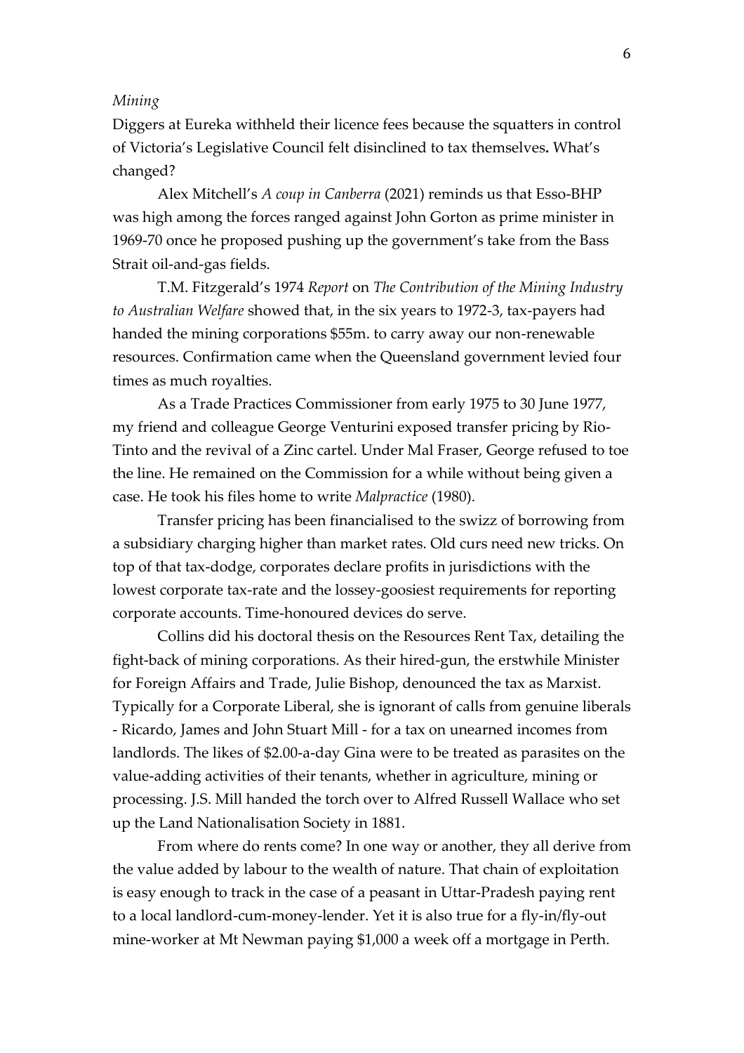*Mining*

Diggers at Eureka withheld their licence fees because the squatters in control of Victoria's Legislative Council felt disinclined to tax themselves**.** What's changed?

Alex Mitchell's *A coup in Canberra* (2021) reminds us that Esso-BHP was high among the forces ranged against John Gorton as prime minister in 1969-70 once he proposed pushing up the government's take from the Bass Strait oil-and-gas fields.

T.M. Fitzgerald's 1974 *Report* on *The Contribution of the Mining Industry to Australian Welfare* showed that, in the six years to 1972-3, tax-payers had handed the mining corporations $55m. to carry away our non-renewable resources. Confirmation came when the Queensland government levied four times as much royalties.

As a Trade Practices Commissioner from early 1975 to 30 June 1977, my friend and colleague George Venturini exposed transfer pricing by Rio-Tinto and the revival of a Zinc cartel. Under Mal Fraser, George refused to toe the line. He remained on the Commission for a while without being given a case. He took his files home to write *Malpractice* (1980).

Transfer pricing has been financialised to the swizz of borrowing from a subsidiary charging higher than market rates. Old curs need new tricks. On top of that tax-dodge, corporates declare profits in jurisdictions with the lowest corporate tax-rate and the lossey-goosiest requirements for reporting corporate accounts. Time-honoured devices do serve.

Collins did his doctoral thesis on the Resources Rent Tax, detailing the fight-back of mining corporations. As their hired-gun, the erstwhile Minister for Foreign Affairs and Trade, Julie Bishop, denounced the tax as Marxist. Typically for a Corporate Liberal, she is ignorant of calls from genuine liberals - Ricardo, James and John Stuart Mill - for a tax on unearned incomes from landlords. The likes of $2.00-a-day Gina were to be treated as parasites on the value-adding activities of their tenants, whether in agriculture, mining or processing. J.S. Mill handed the torch over to Alfred Russell Wallace who set up the Land Nationalisation Society in 1881.

From where do rents come? In one way or another, they all derive from the value added by labour to the wealth of nature. That chain of exploitation is easy enough to track in the case of a peasant in Uttar-Pradesh paying rent to a local landlord-cum-money-lender. Yet it is also true for a fly-in/fly-out mine-worker at Mt Newman paying $1,000 a week off a mortgage in Perth.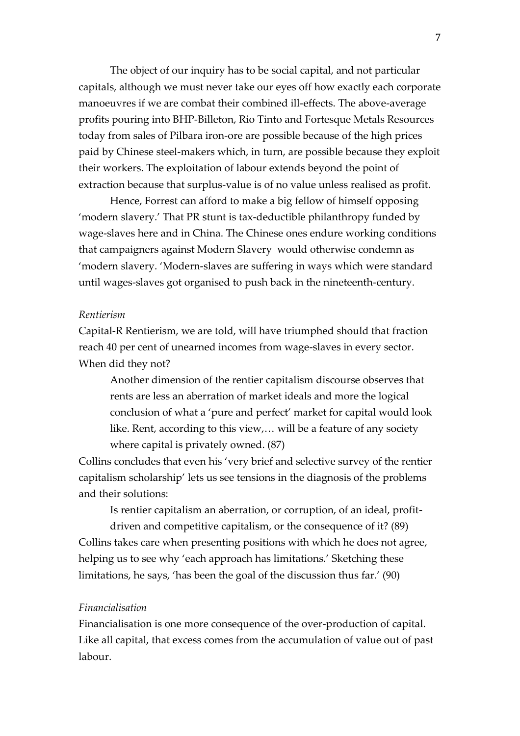The object of our inquiry has to be social capital, and not particular capitals, although we must never take our eyes off how exactly each corporate manoeuvres if we are combat their combined ill-effects. The above-average profits pouring into BHP-Billeton, Rio Tinto and Fortesque Metals Resources today from sales of Pilbara iron-ore are possible because of the high prices paid by Chinese steel-makers which, in turn, are possible because they exploit their workers. The exploitation of labour extends beyond the point of extraction because that surplus-value is of no value unless realised as profit.

Hence, Forrest can afford to make a big fellow of himself opposing 'modern slavery.' That PR stunt is tax-deductible philanthropy funded by wage-slaves here and in China. The Chinese ones endure working conditions that campaigners against Modern Slavery  would otherwise condemn as 'modern slavery. 'Modern-slaves are suffering in ways which were standard until wages-slaves got organised to push back in the nineteenth-century.

*Rentierism*

Capital-R Rentierism, we are told, will have triumphed should that fraction reach 40 per cent of unearned incomes from wage-slaves in every sector. When did they not?

> Another dimension of the rentier capitalism discourse observes that rents are less an aberration of market ideals and more the logical conclusion of what a 'pure and perfect' market for capital would look like. Rent, according to this view,… will be a feature of any society where capital is privately owned. (87)

Collins concludes that even his 'very brief and selective survey of the rentier capitalism scholarship' lets us see tensions in the diagnosis of the problems and their solutions:

> Is rentier capitalism an aberration, or corruption, of an ideal, profit-driven and competitive capitalism, or the consequence of it? (89)

Collins takes care when presenting positions with which he does not agree, helping us to see why 'each approach has limitations.' Sketching these limitations, he says, 'has been the goal of the discussion thus far.' (90)

*Financialisation*

Financialisation is one more consequence of the over-production of capital. Like all capital, that excess comes from the accumulation of value out of past labour.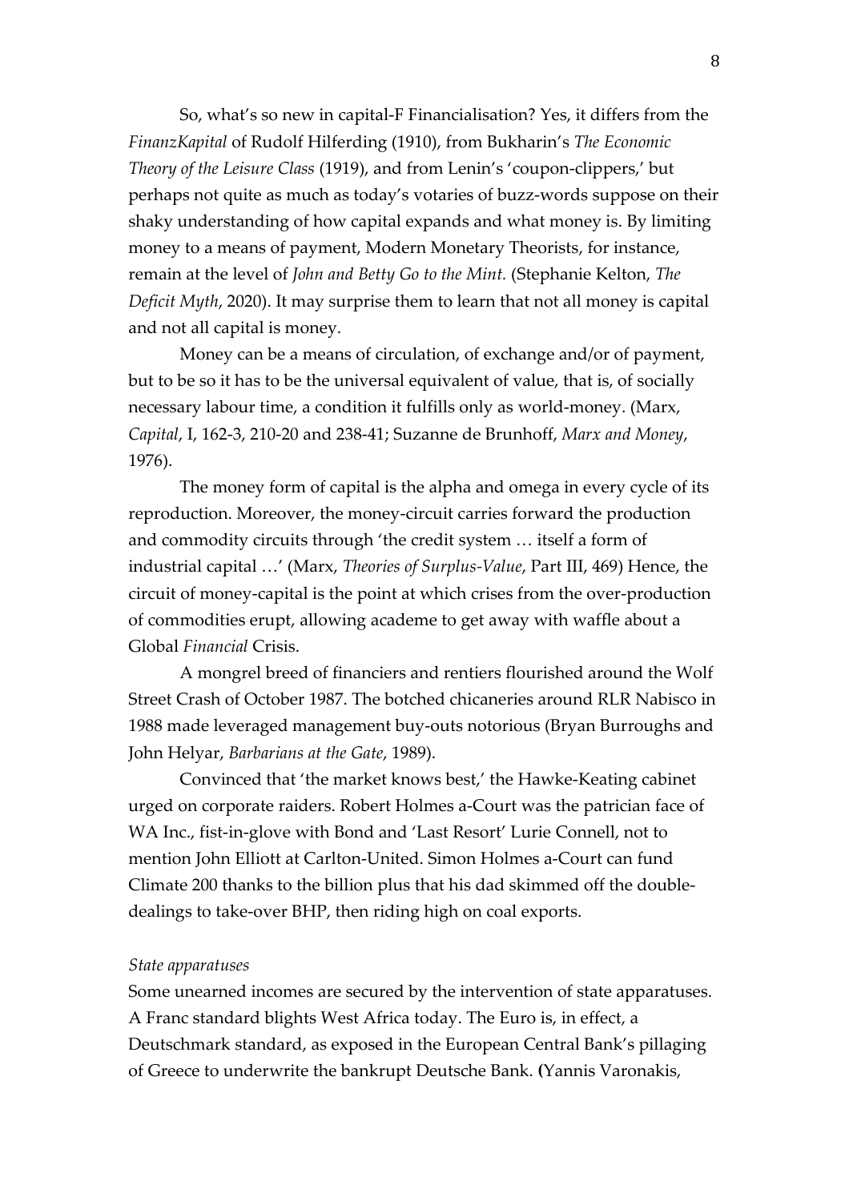So, what's so new in capital-F Financialisation? Yes, it differs from the *FinanzKapital* of Rudolf Hilferding (1910), from Bukharin's *The Economic Theory of the Leisure Class* (1919), and from Lenin's 'coupon-clippers,' but perhaps not quite as much as today's votaries of buzz-words suppose on their shaky understanding of how capital expands and what money is. By limiting money to a means of payment, Modern Monetary Theorists, for instance, remain at the level of *John and Betty Go to the Mint.* (Stephanie Kelton, *The Deficit Myth*, 2020). It may surprise them to learn that not all money is capital and not all capital is money.

Money can be a means of circulation, of exchange and/or of payment, but to be so it has to be the universal equivalent of value, that is, of socially necessary labour time, a condition it fulfills only as world-money. (Marx, *Capital*, I, 162-3, 210-20 and 238-41; Suzanne de Brunhoff, *Marx and Money*, 1976).

The money form of capital is the alpha and omega in every cycle of its reproduction. Moreover, the money-circuit carries forward the production and commodity circuits through 'the credit system … itself a form of industrial capital …' (Marx, *Theories of Surplus-Value*, Part III, 469) Hence, the circuit of money-capital is the point at which crises from the over-production of commodities erupt, allowing academe to get away with waffle about a Global *Financial* Crisis.

A mongrel breed of financiers and rentiers flourished around the Wolf Street Crash of October 1987. The botched chicaneries around RLR Nabisco in 1988 made leveraged management buy-outs notorious (Bryan Burroughs and John Helyar, *Barbarians at the Gate*, 1989).

Convinced that 'the market knows best,' the Hawke-Keating cabinet urged on corporate raiders. Robert Holmes a-Court was the patrician face of WA Inc., fist-in-glove with Bond and 'Last Resort' Lurie Connell, not to mention John Elliott at Carlton-United. Simon Holmes a-Court can fund Climate 200 thanks to the billion plus that his dad skimmed off the double-dealings to take-over BHP, then riding high on coal exports.

*State apparatuses*

Some unearned incomes are secured by the intervention of state apparatuses. A Franc standard blights West Africa today. The Euro is, in effect, a Deutschmark standard, as exposed in the European Central Bank's pillaging of Greece to underwrite the bankrupt Deutsche Bank. (Yannis Varonakis,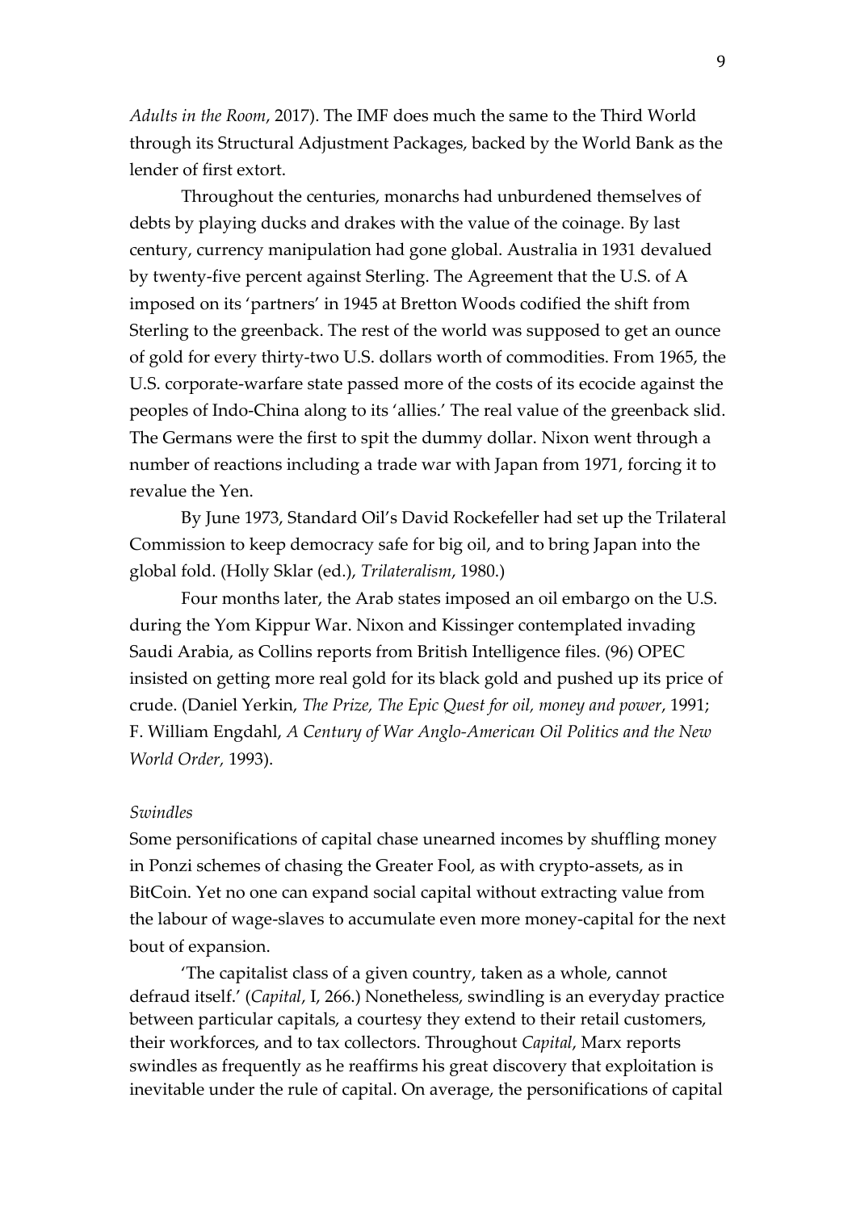*Adults in the Room*, 2017). The IMF does much the same to the Third World through its Structural Adjustment Packages, backed by the World Bank as the lender of first extort.

Throughout the centuries, monarchs had unburdened themselves of debts by playing ducks and drakes with the value of the coinage. By last century, currency manipulation had gone global. Australia in 1931 devalued by twenty-five percent against Sterling. The Agreement that the U.S. of A imposed on its 'partners' in 1945 at Bretton Woods codified the shift from Sterling to the greenback. The rest of the world was supposed to get an ounce of gold for every thirty-two U.S. dollars worth of commodities. From 1965, the U.S. corporate-warfare state passed more of the costs of its ecocide against the peoples of Indo-China along to its 'allies.' The real value of the greenback slid. The Germans were the first to spit the dummy dollar. Nixon went through a number of reactions including a trade war with Japan from 1971, forcing it to revalue the Yen.

By June 1973, Standard Oil's David Rockefeller had set up the Trilateral Commission to keep democracy safe for big oil, and to bring Japan into the global fold. (Holly Sklar (ed.), *Trilateralism*, 1980.)

Four months later, the Arab states imposed an oil embargo on the U.S. during the Yom Kippur War. Nixon and Kissinger contemplated invading Saudi Arabia, as Collins reports from British Intelligence files. (96) OPEC insisted on getting more real gold for its black gold and pushed up its price of crude. (Daniel Yerkin, *The Prize, The Epic Quest for oil, money and power*, 1991; F. William Engdahl, *A Century of War Anglo-American Oil Politics and the New World Order,* 1993).

*Swindles*

Some personifications of capital chase unearned incomes by shuffling money in Ponzi schemes of chasing the Greater Fool, as with crypto-assets, as in BitCoin. Yet no one can expand social capital without extracting value from the labour of wage-slaves to accumulate even more money-capital for the next bout of expansion.

'The capitalist class of a given country, taken as a whole, cannot defraud itself.' (*Capital*, I, 266.) Nonetheless, swindling is an everyday practice between particular capitals, a courtesy they extend to their retail customers, their workforces, and to tax collectors. Throughout *Capital*, Marx reports swindles as frequently as he reaffirms his great discovery that exploitation is inevitable under the rule of capital. On average, the personifications of capital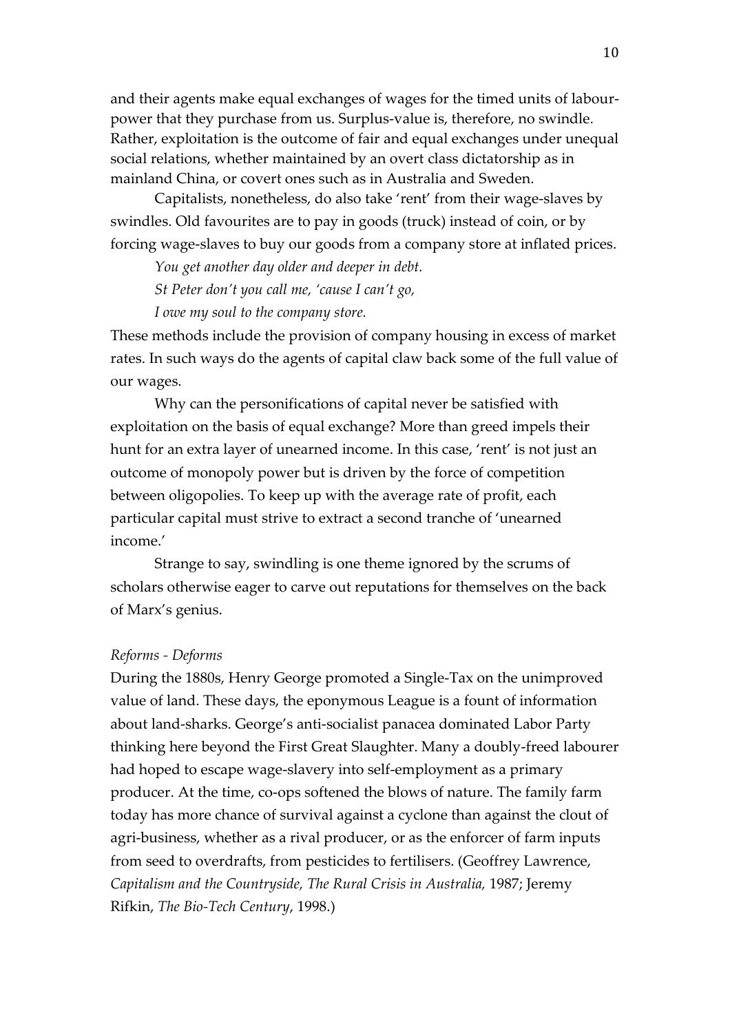and their agents make equal exchanges of wages for the timed units of labour-power that they purchase from us. Surplus-value is, therefore, no swindle. Rather, exploitation is the outcome of fair and equal exchanges under unequal social relations, whether maintained by an overt class dictatorship as in mainland China, or covert ones such as in Australia and Sweden.

Capitalists, nonetheless, do also take 'rent' from their wage-slaves by swindles. Old favourites are to pay in goods (truck) instead of coin, or by forcing wage-slaves to buy our goods from a company store at inflated prices.

*You get another day older and deeper in debt.*
*St Peter don't you call me, 'cause I can't go,*
*I owe my soul to the company store.*

These methods include the provision of company housing in excess of market rates. In such ways do the agents of capital claw back some of the full value of our wages.

Why can the personifications of capital never be satisfied with exploitation on the basis of equal exchange? More than greed impels their hunt for an extra layer of unearned income. In this case, 'rent' is not just an outcome of monopoly power but is driven by the force of competition between oligopolies. To keep up with the average rate of profit, each particular capital must strive to extract a second tranche of 'unearned income.'

Strange to say, swindling is one theme ignored by the scrums of scholars otherwise eager to carve out reputations for themselves on the back of Marx's genius.

*Reforms - Deforms*

During the 1880s, Henry George promoted a Single-Tax on the unimproved value of land. These days, the eponymous League is a fount of information about land-sharks. George's anti-socialist panacea dominated Labor Party thinking here beyond the First Great Slaughter. Many a doubly-freed labourer had hoped to escape wage-slavery into self-employment as a primary producer. At the time, co-ops softened the blows of nature. The family farm today has more chance of survival against a cyclone than against the clout of agri-business, whether as a rival producer, or as the enforcer of farm inputs from seed to overdrafts, from pesticides to fertilisers. (Geoffrey Lawrence, *Capitalism and the Countryside, The Rural Crisis in Australia,* 1987; Jeremy Rifkin, *The Bio-Tech Century*, 1998.)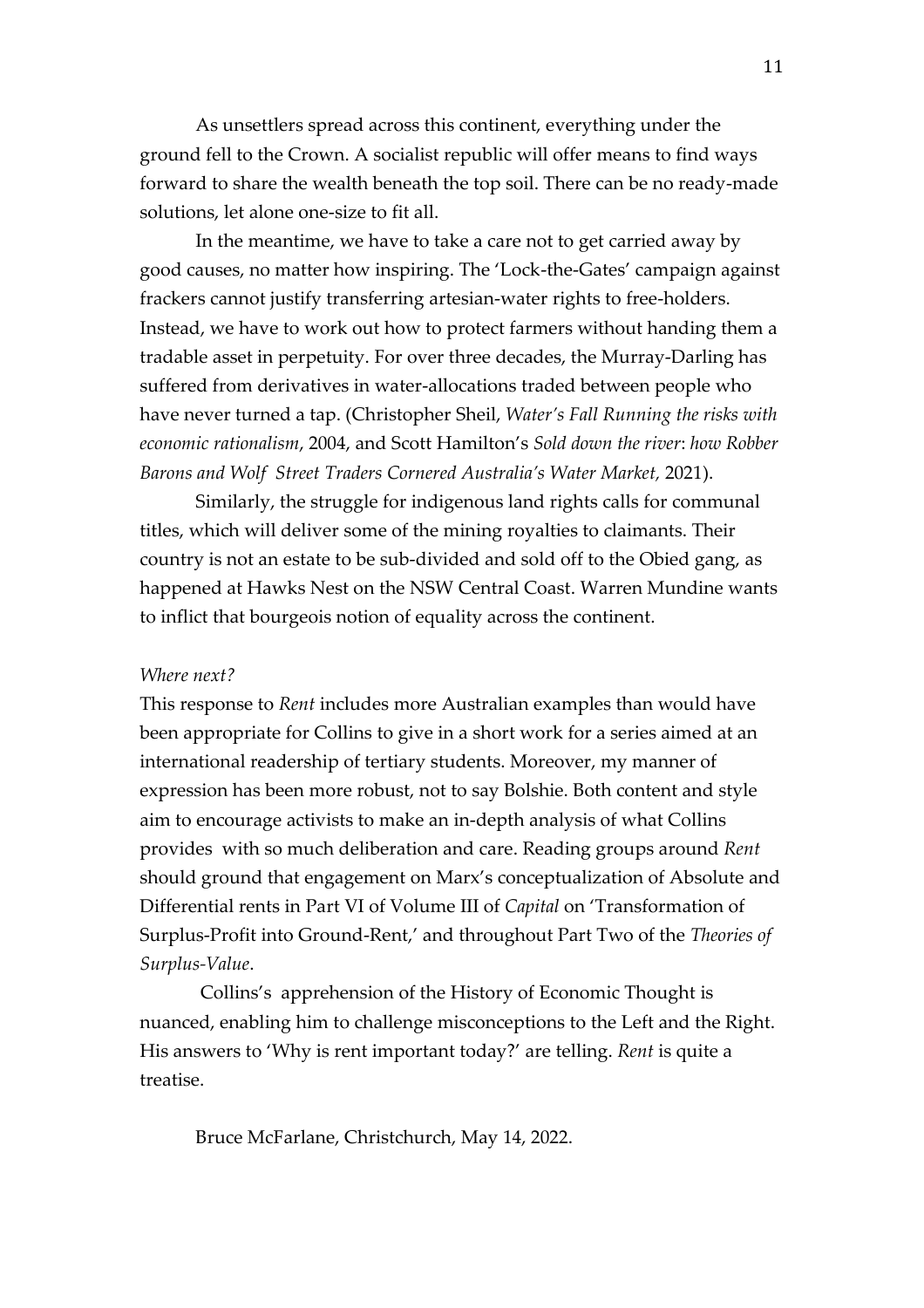As unsettlers spread across this continent, everything under the ground fell to the Crown. A socialist republic will offer means to find ways forward to share the wealth beneath the top soil. There can be no ready-made solutions, let alone one-size to fit all.

In the meantime, we have to take a care not to get carried away by good causes, no matter how inspiring. The 'Lock-the-Gates' campaign against frackers cannot justify transferring artesian-water rights to free-holders. Instead, we have to work out how to protect farmers without handing them a tradable asset in perpetuity. For over three decades, the Murray-Darling has suffered from derivatives in water-allocations traded between people who have never turned a tap. (Christopher Sheil, *Water's Fall Running the risks with economic rationalism*, 2004, and Scott Hamilton's *Sold down the river*: *how Robber Barons and Wolf Street Traders Cornered Australia's Water Market,* 2021).

Similarly, the struggle for indigenous land rights calls for communal titles, which will deliver some of the mining royalties to claimants. Their country is not an estate to be sub-divided and sold off to the Obied gang, as happened at Hawks Nest on the NSW Central Coast. Warren Mundine wants to inflict that bourgeois notion of equality across the continent.

*Where next?*

This response to *Rent* includes more Australian examples than would have been appropriate for Collins to give in a short work for a series aimed at an international readership of tertiary students. Moreover, my manner of expression has been more robust, not to say Bolshie. Both content and style aim to encourage activists to make an in-depth analysis of what Collins provides with so much deliberation and care. Reading groups around *Rent* should ground that engagement on Marx's conceptualization of Absolute and Differential rents in Part VI of Volume III of *Capital* on 'Transformation of Surplus-Profit into Ground-Rent,' and throughout Part Two of the *Theories of Surplus-Value*.

Collins's apprehension of the History of Economic Thought is nuanced, enabling him to challenge misconceptions to the Left and the Right. His answers to 'Why is rent important today?' are telling. *Rent* is quite a treatise.

Bruce McFarlane, Christchurch, May 14, 2022.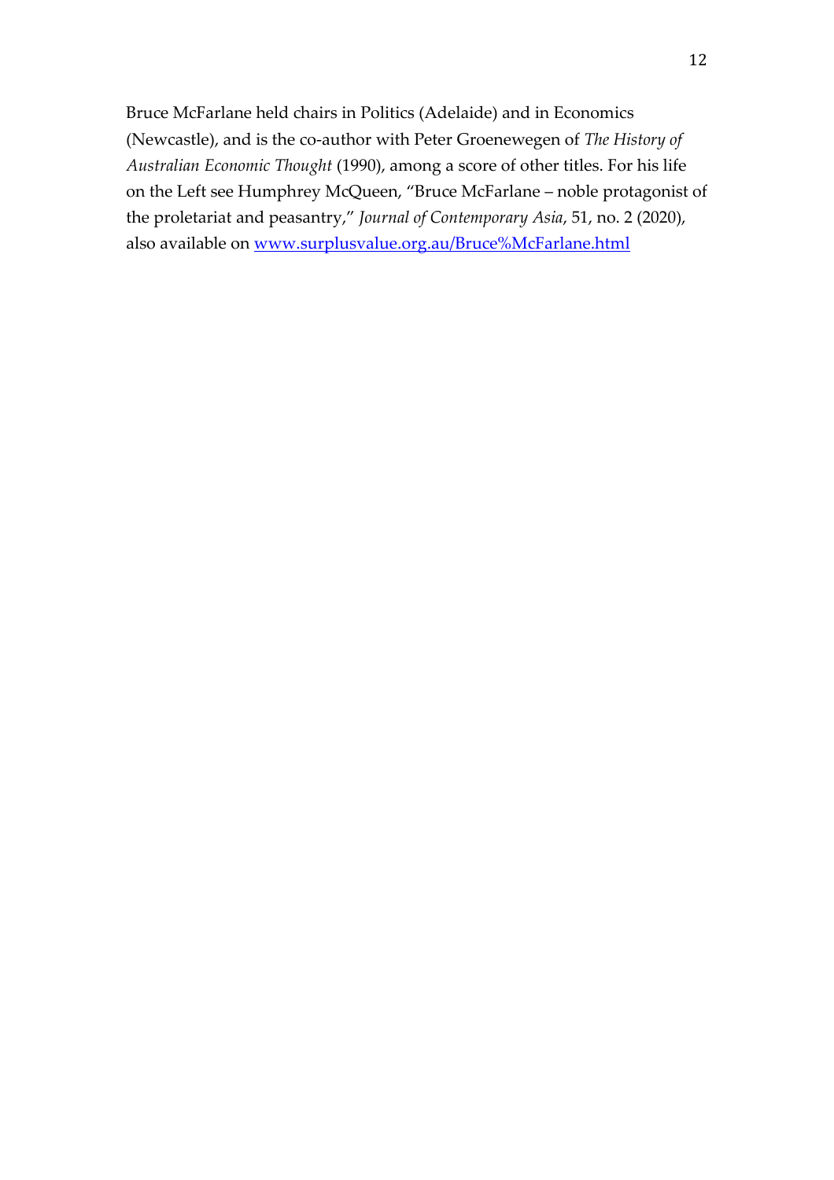Bruce McFarlane held chairs in Politics (Adelaide) and in Economics (Newcastle), and is the co-author with Peter Groenewegen of *The History of Australian Economic Thought* (1990), among a score of other titles. For his life on the Left see Humphrey McQueen, "Bruce McFarlane – noble protagonist of the proletariat and peasantry," *Journal of Contemporary Asia*, 51, no. 2 (2020), also available on [www.surplusvalue.org.au/Bruce%McFarlane.html](www.surplusvalue.org.au/Bruce%McFarlane.html)